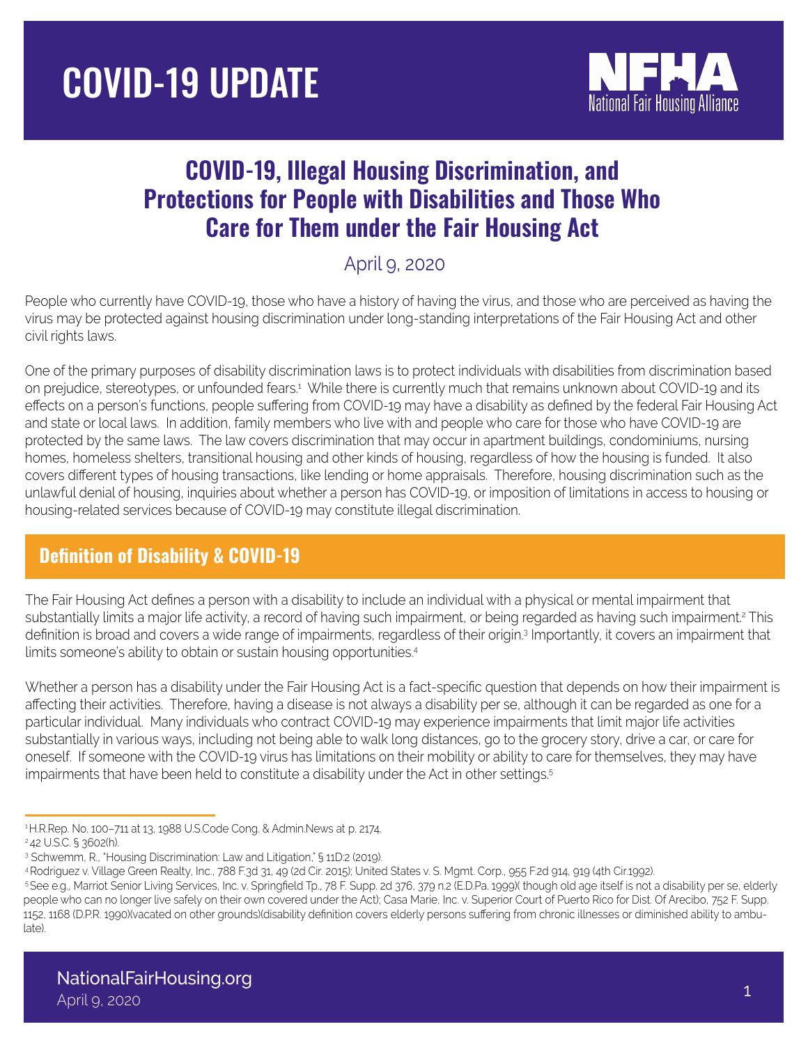# COVID-19 UPDATE

NFHA National Fair Housing Alliance

## COVID-19, Illegal Housing Discrimination, and Protections for People with Disabilities and Those Who Care for Them under the Fair Housing Act

April 9, 2020

People who currently have COVID-19, those who have a history of having the virus, and those who are perceived as having the virus may be protected against housing discrimination under long-standing interpretations of the Fair Housing Act and other civil rights laws.

One of the primary purposes of disability discrimination laws is to protect individuals with disabilities from discrimination based on prejudice, stereotypes, or unfounded fears.[1] While there is currently much that remains unknown about COVID-19 and its effects on a person's functions, people suffering from COVID-19 may have a disability as defined by the federal Fair Housing Act and state or local laws. In addition, family members who live with and people who care for those who have COVID-19 are protected by the same laws. The law covers discrimination that may occur in apartment buildings, condominiums, nursing homes, homeless shelters, transitional housing and other kinds of housing, regardless of how the housing is funded. It also covers different types of housing transactions, like lending or home appraisals. Therefore, housing discrimination such as the unlawful denial of housing, inquiries about whether a person has COVID-19, or imposition of limitations in access to housing or housing-related services because of COVID-19 may constitute illegal discrimination.

### Definition of Disability & COVID-19

The Fair Housing Act defines a person with a disability to include an individual with a physical or mental impairment that substantially limits a major life activity, a record of having such impairment, or being regarded as having such impairment.[2] This definition is broad and covers a wide range of impairments, regardless of their origin.[3] Importantly, it covers an impairment that limits someone's ability to obtain or sustain housing opportunities.[4]

Whether a person has a disability under the Fair Housing Act is a fact-specific question that depends on how their impairment is affecting their activities. Therefore, having a disease is not always a disability per se, although it can be regarded as one for a particular individual. Many individuals who contract COVID-19 may experience impairments that limit major life activities substantially in various ways, including not being able to walk long distances, go to the grocery story, drive a car, or care for oneself. If someone with the COVID-19 virus has limitations on their mobility or ability to care for themselves, they may have impairments that have been held to constitute a disability under the Act in other settings.[5]

---

[1] H.R.Rep. No. 100–711 at 13, 1988 U.S.Code Cong. & Admin.News at p. 2174.

[2] 42 U.S.C. § 3602(h).

[3] Schwemm, R., "Housing Discrimination: Law and Litigation," § 11D:2 (2019).

[4] Rodriguez v. Village Green Realty, Inc., 788 F.3d 31, 49 (2d Cir. 2015); United States v. S. Mgmt. Corp., 955 F.2d 914, 919 (4th Cir.1992).

[5] See e.g., Marriot Senior Living Services, Inc. v. Springfield Tp., 78 F. Supp. 2d 376, 379 n.2 (E.D.Pa. 1999)( though old age itself is not a disability per se, elderly people who can no longer live safely on their own covered under the Act); Casa Marie, Inc. v. Superior Court of Puerto Rico for Dist. Of Arecibo, 752 F. Supp. 1152, 1168 (D.P.R. 1990)(vacated on other grounds)(disability definition covers elderly persons suffering from chronic illnesses or diminished ability to ambulate).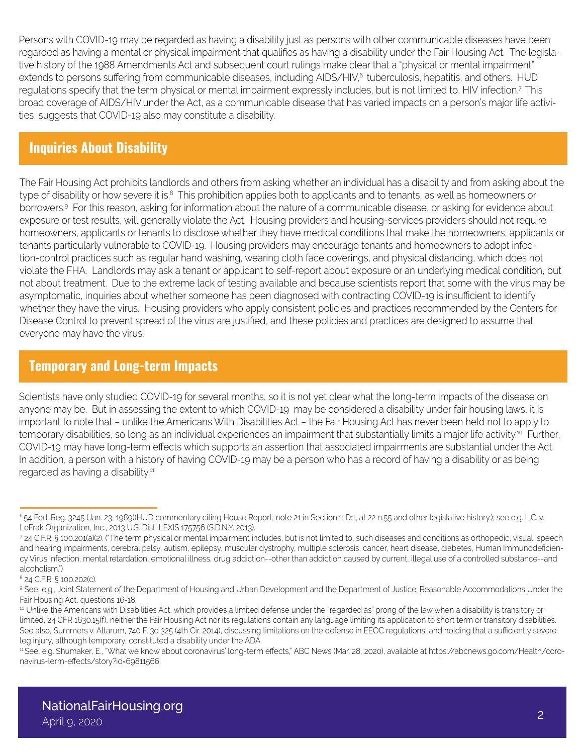Persons with COVID-19 may be regarded as having a disability just as persons with other communicable diseases have been regarded as having a mental or physical impairment that qualifies as having a disability under the Fair Housing Act. The legislative history of the 1988 Amendments Act and subsequent court rulings make clear that a "physical or mental impairment" extends to persons suffering from communicable diseases, including AIDS/HIV,[6] tuberculosis, hepatitis, and others. HUD regulations specify that the term physical or mental impairment expressly includes, but is not limited to, HIV infection.[7] This broad coverage of AIDS/HIV under the Act, as a communicable disease that has varied impacts on a person's major life activities, suggests that COVID-19 also may constitute a disability.

## Inquiries About Disability

The Fair Housing Act prohibits landlords and others from asking whether an individual has a disability and from asking about the type of disability or how severe it is.[8] This prohibition applies both to applicants and to tenants, as well as homeowners or borrowers.[9] For this reason, asking for information about the nature of a communicable disease, or asking for evidence about exposure or test results, will generally violate the Act. Housing providers and housing-services providers should not require homeowners, applicants or tenants to disclose whether they have medical conditions that make the homeowners, applicants or tenants particularly vulnerable to COVID-19. Housing providers may encourage tenants and homeowners to adopt infection-control practices such as regular hand washing, wearing cloth face coverings, and physical distancing, which does not violate the FHA. Landlords may ask a tenant or applicant to self-report about exposure or an underlying medical condition, but not about treatment. Due to the extreme lack of testing available and because scientists report that some with the virus may be asymptomatic, inquiries about whether someone has been diagnosed with contracting COVID-19 is insufficient to identify whether they have the virus. Housing providers who apply consistent policies and practices recommended by the Centers for Disease Control to prevent spread of the virus are justified, and these policies and practices are designed to assume that everyone may have the virus.

## Temporary and Long-term Impacts

Scientists have only studied COVID-19 for several months, so it is not yet clear what the long-term impacts of the disease on anyone may be. But in assessing the extent to which COVID-19 may be considered a disability under fair housing laws, it is important to note that – unlike the Americans With Disabilities Act – the Fair Housing Act has never been held not to apply to temporary disabilities, so long as an individual experiences an impairment that substantially limits a major life activity.[10] Further, COVID-19 may have long-term effects which supports an assertion that associated impairments are substantial under the Act. In addition, a person with a history of having COVID-19 may be a person who has a record of having a disability or as being regarded as having a disability.[11]

---

[6] 54 Fed. Reg. 3245 (Jan. 23, 1989)(HUD commentary citing House Report, note 21 in Section 11D:1, at 22 n.55 and other legislative history.); see e.g. L.C. v. LeFrak Organization, Inc., 2013 U.S. Dist. LEXIS 175756 (S.D.N.Y. 2013).

[7] 24 C.F.R. § 100.201(a)(2). ("The term physical or mental impairment includes, but is not limited to, such diseases and conditions as orthopedic, visual, speech and hearing impairments, cerebral palsy, autism, epilepsy, muscular dystrophy, multiple sclerosis, cancer, heart disease, diabetes, Human Immunodeficiency Virus infection, mental retardation, emotional illness, drug addiction--other than addiction caused by current, illegal use of a controlled substance--and alcoholism.")

[8] 24 C.F.R. § 100.202(c).

[9] See, e.g., Joint Statement of the Department of Housing and Urban Development and the Department of Justice: Reasonable Accommodations Under the Fair Housing Act, questions 16-18.

[10] Unlike the Americans with Disabilities Act, which provides a limited defense under the "regarded as" prong of the law when a disability is transitory or limited, 24 CFR 1630.15(f), neither the Fair Housing Act nor its regulations contain any language limiting its application to short term or transitory disabilities. See also, Summers v. Altarum, 740 F. 3d 325 (4th Cir. 2014), discussing limitations on the defense in EEOC regulations, and holding that a sufficiently severe leg injury, although temporary, constituted a disability under the ADA.

[11] See, e.g. Shumaker, E., "What we know about coronavirus' long-term effects," ABC News (Mar. 28, 2020), available at https://abcnews.go.com/Health/coronavirus-lerm-effects/story?id=69811566.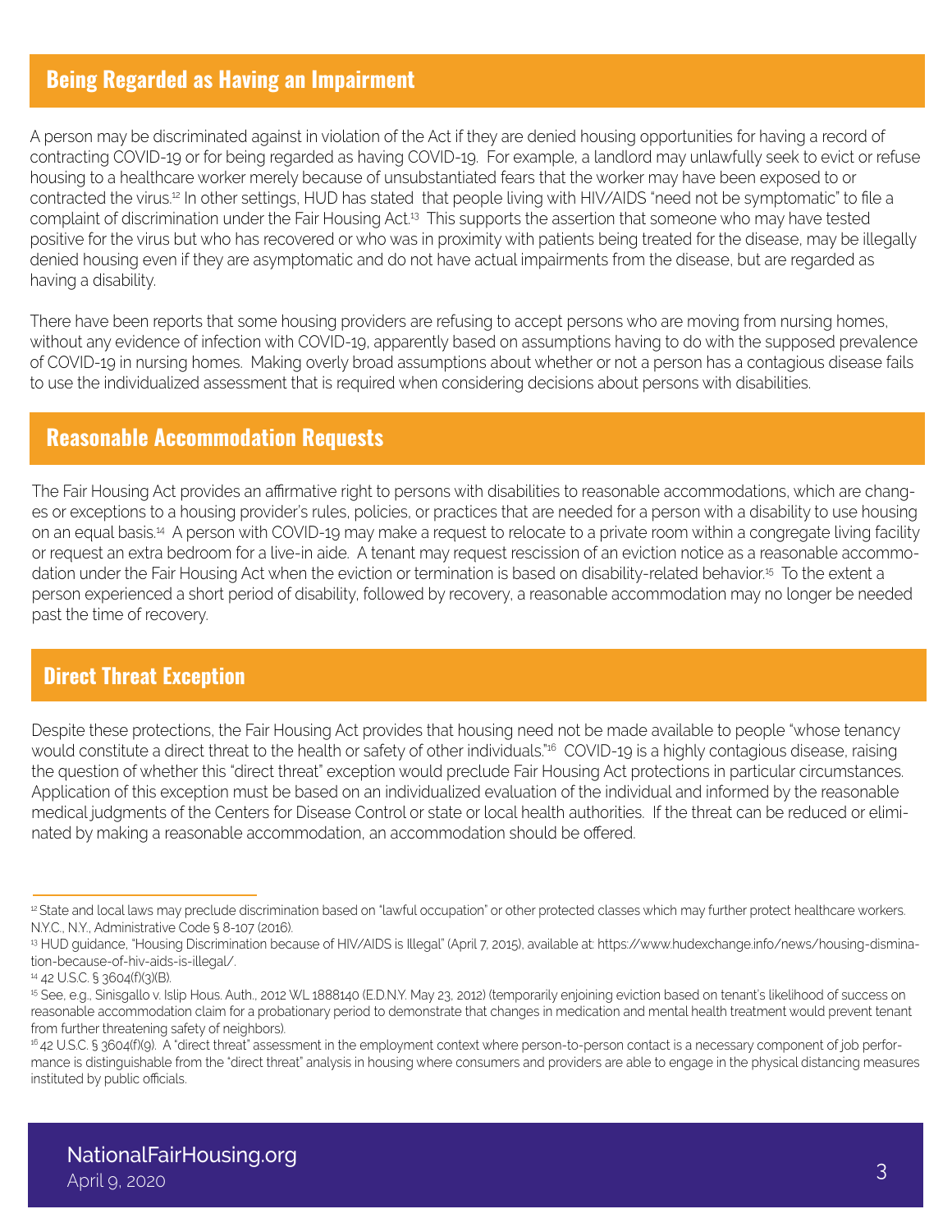## Being Regarded as Having an Impairment

A person may be discriminated against in violation of the Act if they are denied housing opportunities for having a record of contracting COVID-19 or for being regarded as having COVID-19. For example, a landlord may unlawfully seek to evict or refuse housing to a healthcare worker merely because of unsubstantiated fears that the worker may have been exposed to or contracted the virus.[12] In other settings, HUD has stated that people living with HIV/AIDS "need not be symptomatic" to file a complaint of discrimination under the Fair Housing Act.[13] This supports the assertion that someone who may have tested positive for the virus but who has recovered or who was in proximity with patients being treated for the disease, may be illegally denied housing even if they are asymptomatic and do not have actual impairments from the disease, but are regarded as having a disability.

There have been reports that some housing providers are refusing to accept persons who are moving from nursing homes, without any evidence of infection with COVID-19, apparently based on assumptions having to do with the supposed prevalence of COVID-19 in nursing homes. Making overly broad assumptions about whether or not a person has a contagious disease fails to use the individualized assessment that is required when considering decisions about persons with disabilities.

## Reasonable Accommodation Requests

The Fair Housing Act provides an affirmative right to persons with disabilities to reasonable accommodations, which are changes or exceptions to a housing provider's rules, policies, or practices that are needed for a person with a disability to use housing on an equal basis.[14] A person with COVID-19 may make a request to relocate to a private room within a congregate living facility or request an extra bedroom for a live-in aide. A tenant may request rescission of an eviction notice as a reasonable accommodation under the Fair Housing Act when the eviction or termination is based on disability-related behavior.[15] To the extent a person experienced a short period of disability, followed by recovery, a reasonable accommodation may no longer be needed past the time of recovery.

## Direct Threat Exception

Despite these protections, the Fair Housing Act provides that housing need not be made available to people "whose tenancy would constitute a direct threat to the health or safety of other individuals."[16] COVID-19 is a highly contagious disease, raising the question of whether this "direct threat" exception would preclude Fair Housing Act protections in particular circumstances. Application of this exception must be based on an individualized evaluation of the individual and informed by the reasonable medical judgments of the Centers for Disease Control or state or local health authorities. If the threat can be reduced or eliminated by making a reasonable accommodation, an accommodation should be offered.

---

[12] State and local laws may preclude discrimination based on "lawful occupation" or other protected classes which may further protect healthcare workers. N.Y.C., N.Y., Administrative Code § 8-107 (2016).

[13] HUD guidance, "Housing Discrimination because of HIV/AIDS is Illegal" (April 7, 2015), available at: https://www.hudexchange.info/news/housing-dismination-because-of-hiv-aids-is-illegal/.

[14] 42 U.S.C. § 3604(f)(3)(B).

[15] See, e.g., Sinisgallo v. Islip Hous. Auth., 2012 WL 1888140 (E.D.N.Y. May 23, 2012) (temporarily enjoining eviction based on tenant's likelihood of success on reasonable accommodation claim for a probationary period to demonstrate that changes in medication and mental health treatment would prevent tenant from further threatening safety of neighbors).

[16] 42 U.S.C. § 3604(f)(9). A "direct threat" assessment in the employment context where person-to-person contact is a necessary component of job performance is distinguishable from the "direct threat" analysis in housing where consumers and providers are able to engage in the physical distancing measures instituted by public officials.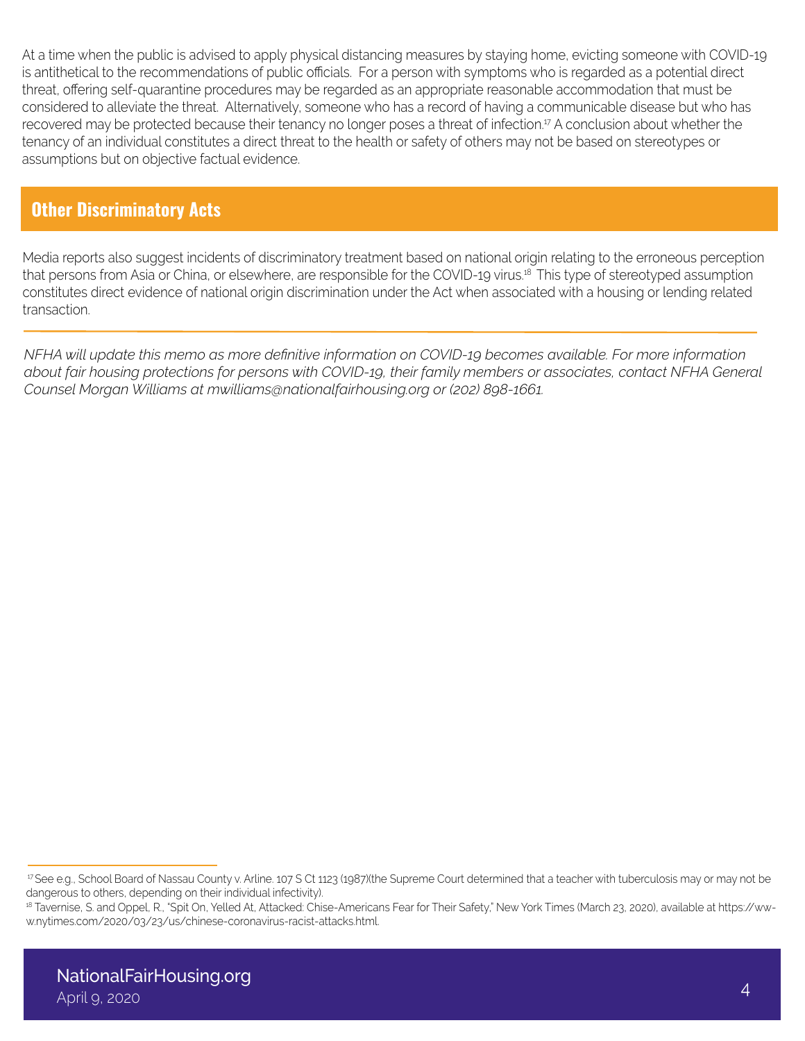At a time when the public is advised to apply physical distancing measures by staying home, evicting someone with COVID-19 is antithetical to the recommendations of public officials. For a person with symptoms who is regarded as a potential direct threat, offering self-quarantine procedures may be regarded as an appropriate reasonable accommodation that must be considered to alleviate the threat. Alternatively, someone who has a record of having a communicable disease but who has recovered may be protected because their tenancy no longer poses a threat of infection.[17] A conclusion about whether the tenancy of an individual constitutes a direct threat to the health or safety of others may not be based on stereotypes or assumptions but on objective factual evidence.

## Other Discriminatory Acts

Media reports also suggest incidents of discriminatory treatment based on national origin relating to the erroneous perception that persons from Asia or China, or elsewhere, are responsible for the COVID-19 virus.[18] This type of stereotyped assumption constitutes direct evidence of national origin discrimination under the Act when associated with a housing or lending related transaction.

---

*NFHA will update this memo as more definitive information on COVID-19 becomes available. For more information about fair housing protections for persons with COVID-19, their family members or associates, contact NFHA General Counsel Morgan Williams at mwilliams@nationalfairhousing.org or (202) 898-1661.*

---

[17] See e.g., School Board of Nassau County v. Arline. 107 S Ct 1123 (1987)(the Supreme Court determined that a teacher with tuberculosis may or may not be dangerous to others, depending on their individual infectivity).

[18] Tavernise, S. and Oppel, R., "Spit On, Yelled At, Attacked: Chise-Americans Fear for Their Safety," New York Times (March 23, 2020), available at https://www.nytimes.com/2020/03/23/us/chinese-coronavirus-racist-attacks.html.